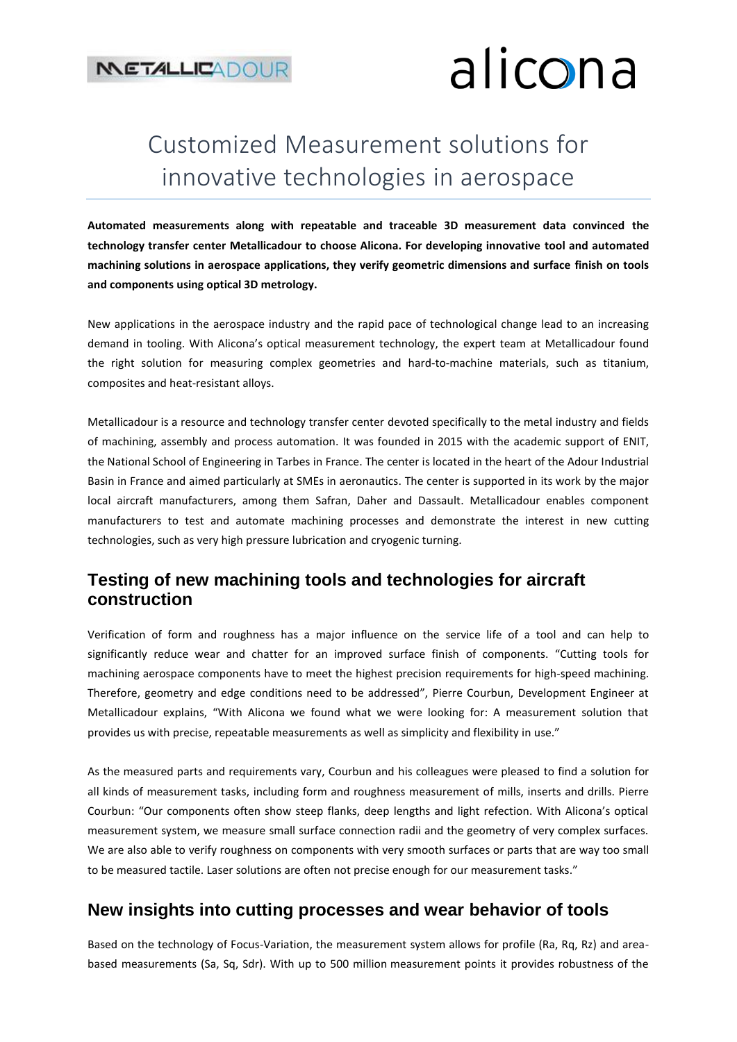# Customized Measurement solutions for innovative technologies in aerospace

**Automated measurements along with repeatable and traceable 3D measurement data convinced the technology transfer center Metallicadour to choose Alicona. For developing innovative tool and automated machining solutions in aerospace applications, they verify geometric dimensions and surface finish on tools and components using optical 3D metrology.**

New applications in the aerospace industry and the rapid pace of technological change lead to an increasing demand in tooling. With Alicona's optical measurement technology, the expert team at Metallicadour found the right solution for measuring complex geometries and hard-to-machine materials, such as titanium, composites and heat-resistant alloys.

Metallicadour is a resource and technology transfer center devoted specifically to the metal industry and fields of machining, assembly and process automation. It was founded in 2015 with the academic support of ENIT, the National School of Engineering in Tarbes in France. The center is located in the heart of the Adour Industrial Basin in France and aimed particularly at SMEs in aeronautics. The center is supported in its work by the major local aircraft manufacturers, among them Safran, Daher and Dassault. Metallicadour enables component manufacturers to test and automate machining processes and demonstrate the interest in new cutting technologies, such as very high pressure lubrication and cryogenic turning.

## Testing of new machining tools and technologies for aircraft construction

Verification of form and roughness has a major influence on the service life of a tool and can help to significantly reduce wear and chatter for an improved surface finish of components. "Cutting tools for machining aerospace components have to meet the highest precision requirements for high-speed machining. Therefore, geometry and edge conditions need to be addressed", Pierre Courbun, Development Engineer at Metallicadour explains, "With Alicona we found what we were looking for: A measurement solution that provides us with precise, repeatable measurements as well as simplicity and flexibility in use."

As the measured parts and requirements vary, Courbun and his colleagues were pleased to find a solution for all kinds of measurement tasks, including form and roughness measurement of mills, inserts and drills. Pierre Courbun: "Our components often show steep flanks, deep lengths and light refection. With Alicona's optical measurement system, we measure small surface connection radii and the geometry of very complex surfaces. We are also able to verify roughness on components with very smooth surfaces or parts that are way too small to be measured tactile. Laser solutions are often not precise enough for our measurement tasks."

## New insights into cutting processes and wear behavior of tools

Based on the technology of Focus-Variation, the measurement system allows for profile (Ra, Rq, Rz) and area-based measurements (Sa, Sq, Sdr). With up to 500 million measurement points it provides robustness of the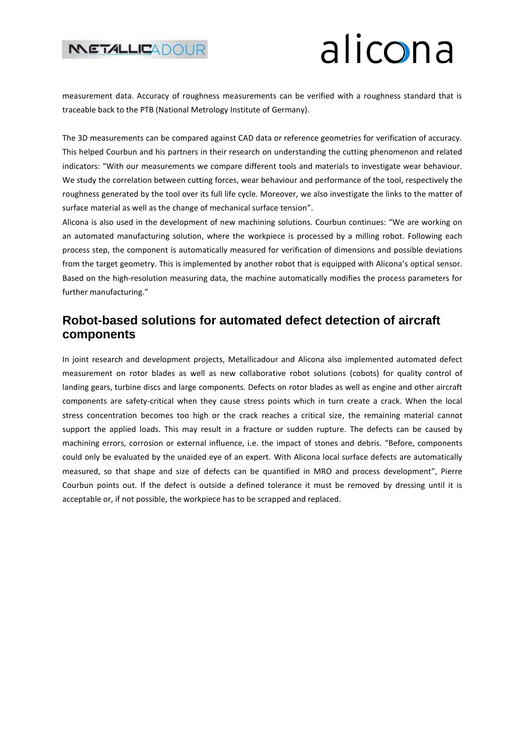measurement data. Accuracy of roughness measurements can be verified with a roughness standard that is traceable back to the PTB (National Metrology Institute of Germany).

The 3D measurements can be compared against CAD data or reference geometries for verification of accuracy. This helped Courbun and his partners in their research on understanding the cutting phenomenon and related indicators: "With our measurements we compare different tools and materials to investigate wear behaviour. We study the correlation between cutting forces, wear behaviour and performance of the tool, respectively the roughness generated by the tool over its full life cycle. Moreover, we also investigate the links to the matter of surface material as well as the change of mechanical surface tension".

Alicona is also used in the development of new machining solutions. Courbun continues: "We are working on an automated manufacturing solution, where the workpiece is processed by a milling robot. Following each process step, the component is automatically measured for verification of dimensions and possible deviations from the target geometry. This is implemented by another robot that is equipped with Alicona's optical sensor. Based on the high-resolution measuring data, the machine automatically modifies the process parameters for further manufacturing."

## Robot-based solutions for automated defect detection of aircraft components

In joint research and development projects, Metallicadour and Alicona also implemented automated defect measurement on rotor blades as well as new collaborative robot solutions (cobots) for quality control of landing gears, turbine discs and large components. Defects on rotor blades as well as engine and other aircraft components are safety-critical when they cause stress points which in turn create a crack. When the local stress concentration becomes too high or the crack reaches a critical size, the remaining material cannot support the applied loads. This may result in a fracture or sudden rupture. The defects can be caused by machining errors, corrosion or external influence, i.e. the impact of stones and debris. "Before, components could only be evaluated by the unaided eye of an expert. With Alicona local surface defects are automatically measured, so that shape and size of defects can be quantified in MRO and process development", Pierre Courbun points out. If the defect is outside a defined tolerance it must be removed by dressing until it is acceptable or, if not possible, the workpiece has to be scrapped and replaced.